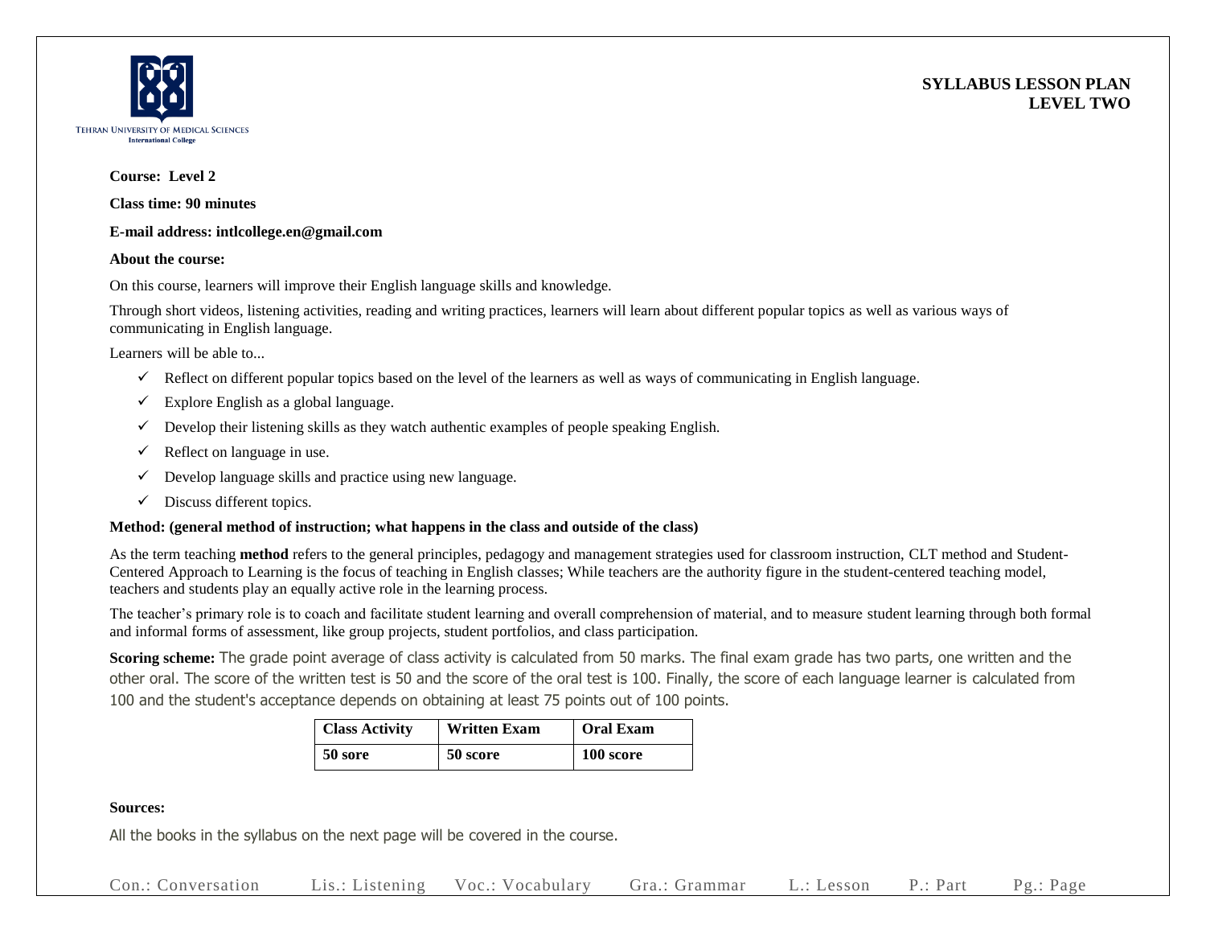TEHRAN UNIVERSITY OF MEDICAL SCIENCES
International College

**SYLLABUS LESSON PLAN**
**LEVEL TWO**

**Course: Level 2**

**Class time: 90 minutes**

**E-mail address: intlcollege.en@gmail.com**

**About the course:**

On this course, learners will improve their English language skills and knowledge.

Through short videos, listening activities, reading and writing practices, learners will learn about different popular topics as well as various ways of communicating in English language.

Learners will be able to...

- ✓ Reflect on different popular topics based on the level of the learners as well as ways of communicating in English language.
- ✓ Explore English as a global language.
- ✓ Develop their listening skills as they watch authentic examples of people speaking English.
- ✓ Reflect on language in use.
- ✓ Develop language skills and practice using new language.
- ✓ Discuss different topics.

**Method: (general method of instruction; what happens in the class and outside of the class)**

As the term teaching **method** refers to the general principles, pedagogy and management strategies used for classroom instruction, CLT method and Student-Centered Approach to Learning is the focus of teaching in English classes; While teachers are the authority figure in the student-centered teaching model, teachers and students play an equally active role in the learning process.

The teacher's primary role is to coach and facilitate student learning and overall comprehension of material, and to measure student learning through both formal and informal forms of assessment, like group projects, student portfolios, and class participation.

**Scoring scheme:** The grade point average of class activity is calculated from 50 marks. The final exam grade has two parts, one written and the other oral. The score of the written test is 50 and the score of the oral test is 100. Finally, the score of each language learner is calculated from 100 and the student's acceptance depends on obtaining at least 75 points out of 100 points.

| Class Activity | Written Exam | Oral Exam |
| --- | --- | --- |
| 50 sore | 50 score | 100 score |

**Sources:**

All the books in the syllabus on the next page will be covered in the course.

Con.: Conversation    Lis.: Listening    Voc.: Vocabulary    Gra.: Grammar    L.: Lesson    P.: Part    Pg.: Page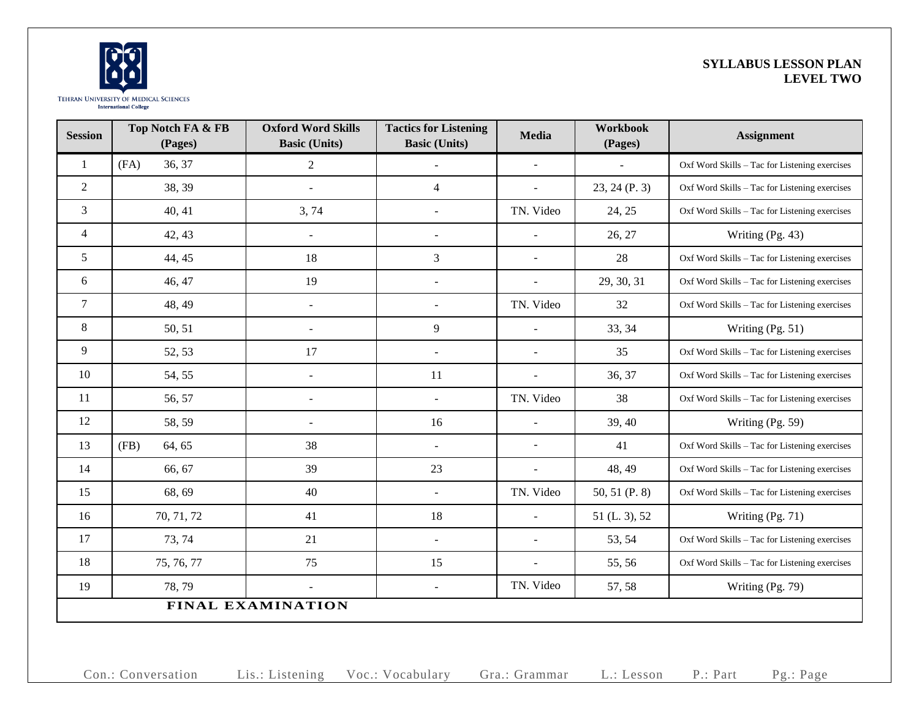TEHRAN UNIVERSITY OF MEDICAL SCIENCES
International College

**SYLLABUS LESSON PLAN**
**LEVEL TWO**

| Session | Top Notch FA & FB (Pages) | Oxford Word Skills Basic (Units) | Tactics for Listening Basic (Units) | Media | Workbook (Pages) | Assignment |
|---|---|---|---|---|---|---|
| 1 | (FA) 36, 37 | 2 | - | - | - | Oxf Word Skills – Tac for Listening exercises |
| 2 | 38, 39 | - | 4 | - | 23, 24 (P. 3) | Oxf Word Skills – Tac for Listening exercises |
| 3 | 40, 41 | 3, 74 | - | TN. Video | 24, 25 | Oxf Word Skills – Tac for Listening exercises |
| 4 | 42, 43 | - | - | - | 26, 27 | Writing (Pg. 43) |
| 5 | 44, 45 | 18 | 3 | - | 28 | Oxf Word Skills – Tac for Listening exercises |
| 6 | 46, 47 | 19 | - | - | 29, 30, 31 | Oxf Word Skills – Tac for Listening exercises |
| 7 | 48, 49 | - | - | TN. Video | 32 | Oxf Word Skills – Tac for Listening exercises |
| 8 | 50, 51 | - | 9 | - | 33, 34 | Writing (Pg. 51) |
| 9 | 52, 53 | 17 | - | - | 35 | Oxf Word Skills – Tac for Listening exercises |
| 10 | 54, 55 | - | 11 | - | 36, 37 | Oxf Word Skills – Tac for Listening exercises |
| 11 | 56, 57 | - | - | TN. Video | 38 | Oxf Word Skills – Tac for Listening exercises |
| 12 | 58, 59 | - | 16 | - | 39, 40 | Writing (Pg. 59) |
| 13 | (FB) 64, 65 | 38 | - | - | 41 | Oxf Word Skills – Tac for Listening exercises |
| 14 | 66, 67 | 39 | 23 | - | 48, 49 | Oxf Word Skills – Tac for Listening exercises |
| 15 | 68, 69 | 40 | - | TN. Video | 50, 51 (P. 8) | Oxf Word Skills – Tac for Listening exercises |
| 16 | 70, 71, 72 | 41 | 18 | - | 51 (L. 3), 52 | Writing (Pg. 71) |
| 17 | 73, 74 | 21 | - | - | 53, 54 | Oxf Word Skills – Tac for Listening exercises |
| 18 | 75, 76, 77 | 75 | 15 | - | 55, 56 | Oxf Word Skills – Tac for Listening exercises |
| 19 | 78, 79 | - | - | TN. Video | 57, 58 | Writing (Pg. 79) |
| FINAL EXAMINATION | | | | | | |

Con.: Conversation  Lis.: Listening  Voc.: Vocabulary  Gra.: Grammar  L.: Lesson  P.: Part  Pg.: Page